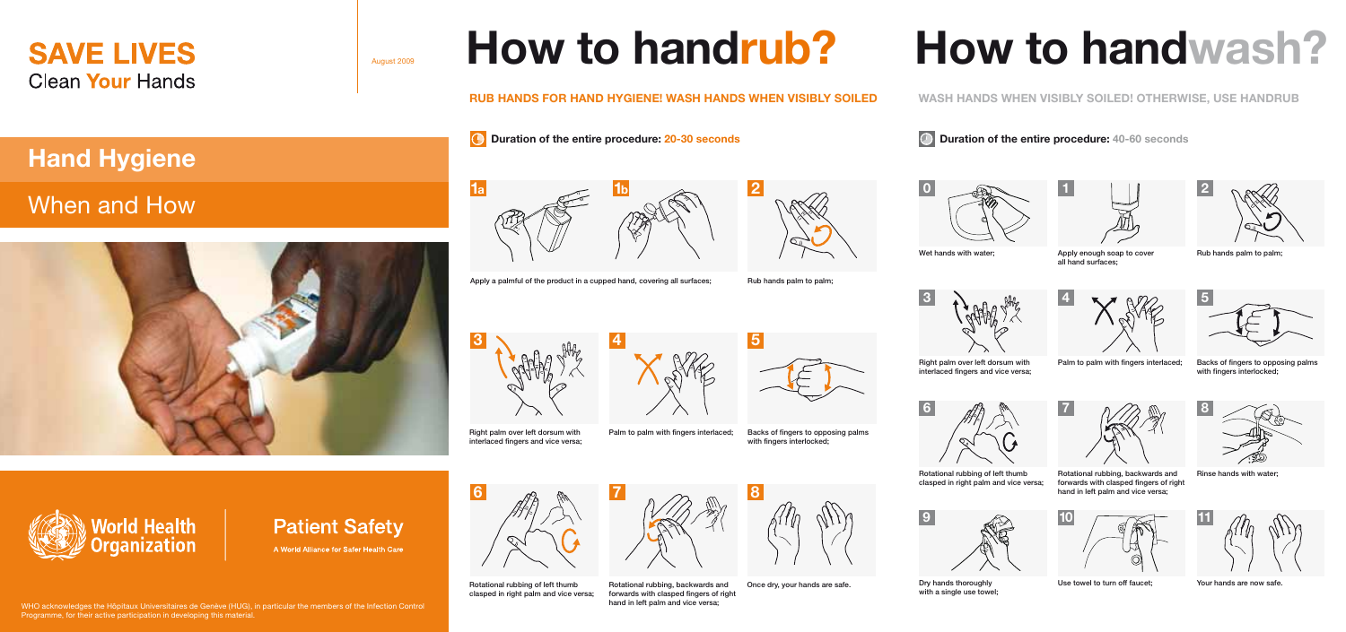# SAVE LIVES

Clean **Your** Hands

## Hand Hygiene

## When and How

**World Health Organization**

**Patient Safety**

A World Alliance for Safer Health Care

WHO acknowledges the Hôpitaux Universitaires de Genève (HUG), in particular the members of the Infection Control Programme, for their active participation in developing this material.

August 2009

# How to handrub?

**RUB HANDS FOR HAND HYGIENE! WASH HANDS WHEN VISIBLY SOILED**

**Duration of the entire procedure: 20-30 seconds**

**1a** **1b** Apply a palmful of the product in a cupped hand, covering all surfaces;

**2** Rub hands palm to palm;

**3** Right palm over left dorsum with interlaced fingers and vice versa;

**4** Palm to palm with fingers interlaced;

**5** Backs of fingers to opposing palms with fingers interlocked;

**6** Rotational rubbing of left thumb clasped in right palm and vice versa;

**7** Rotational rubbing, backwards and forwards with clasped fingers of right hand in left palm and vice versa;

**8** Once dry, your hands are safe.

# How to handwash?

**WASH HANDS WHEN VISIBLY SOILED! OTHERWISE, USE HANDRUB**

**Duration of the entire procedure: 40-60 seconds**

**0** Wet hands with water;

**1** Apply enough soap to cover all hand surfaces;

**2** Rub hands palm to palm;

**3** Right palm over left dorsum with interlaced fingers and vice versa;

**4** Palm to palm with fingers interlaced;

**5** Backs of fingers to opposing palms with fingers interlocked;

**6** Rotational rubbing of left thumb clasped in right palm and vice versa;

**7** Rotational rubbing, backwards and forwards with clasped fingers of right hand in left palm and vice versa;

**8** Rinse hands with water;

**9** Dry hands thoroughly with a single use towel;

**10** Use towel to turn off faucet;

**11** Your hands are now safe.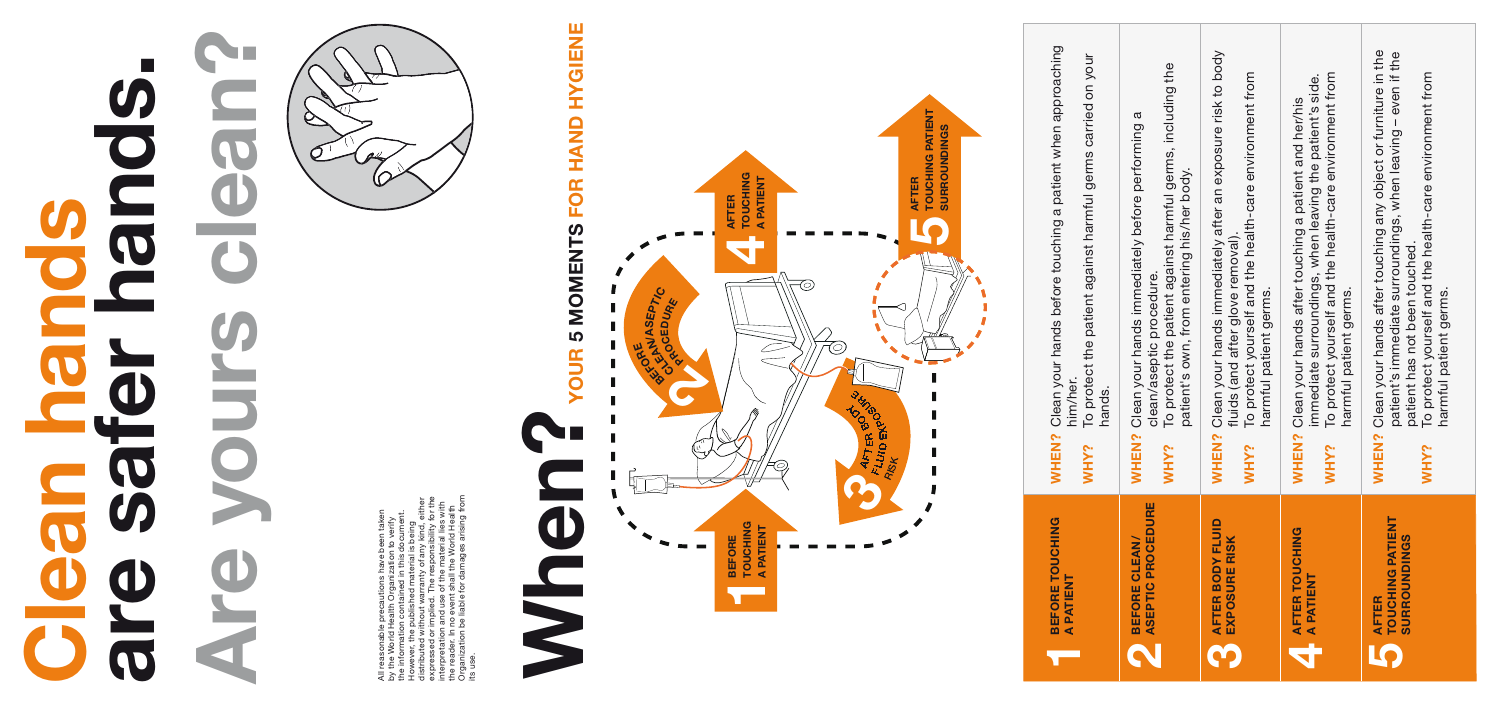# Clean hands are safer hands.

# Are yours clean?

All reasonable precautions have been taken by the World Health Organization to verify the information contained in this document. However, the published material is being distributed without warranty of any kind, either expressed or implied. The responsibility for the interpretation and use of the material lies with the reader. In no event shall the World Health Organization be liable for damages arising from its use.

# When?

## YOUR 5 MOMENTS FOR HAND HYGIENE

1 BEFORE TOUCHING A PATIENT

2 BEFORE CLEAN/ASEPTIC PROCEDURE

3 AFTER BODY FLUID EXPOSURE RISK

4 AFTER TOUCHING A PATIENT

5 AFTER TOUCHING PATIENT SURROUNDINGS

| | | |
|---|---|---|
| **1 BEFORE TOUCHING A PATIENT** | **WHEN?** | Clean your hands before touching a patient when approaching him/her. |
| | **WHY?** | To protect the patient against harmful germs carried on your hands. |
| **2 BEFORE CLEAN/ ASEPTIC PROCEDURE** | **WHEN?** | Clean your hands immediately before performing a clean/aseptic procedure. |
| | **WHY?** | To protect the patient against harmful germs, including the patient's own, from entering his/her body. |
| **3 AFTER BODY FLUID EXPOSURE RISK** | **WHEN?** | Clean your hands immediately after an exposure risk to body fluids (and after glove removal). |
| | **WHY?** | To protect yourself and the health-care environment from harmful patient germs. |
| **4 AFTER TOUCHING A PATIENT** | **WHEN?** | Clean your hands after touching a patient and her/his immediate surroundings, when leaving the patient's side. |
| | **WHY?** | To protect yourself and the health-care environment from harmful patient germs. |
| **5 AFTER TOUCHING PATIENT SURROUNDINGS** | **WHEN?** | Clean your hands after touching any object or furniture in the patient's immediate surroundings, when leaving – even if the patient has not been touched. |
| | **WHY?** | To protect yourself and the health-care environment from harmful patient germs. |